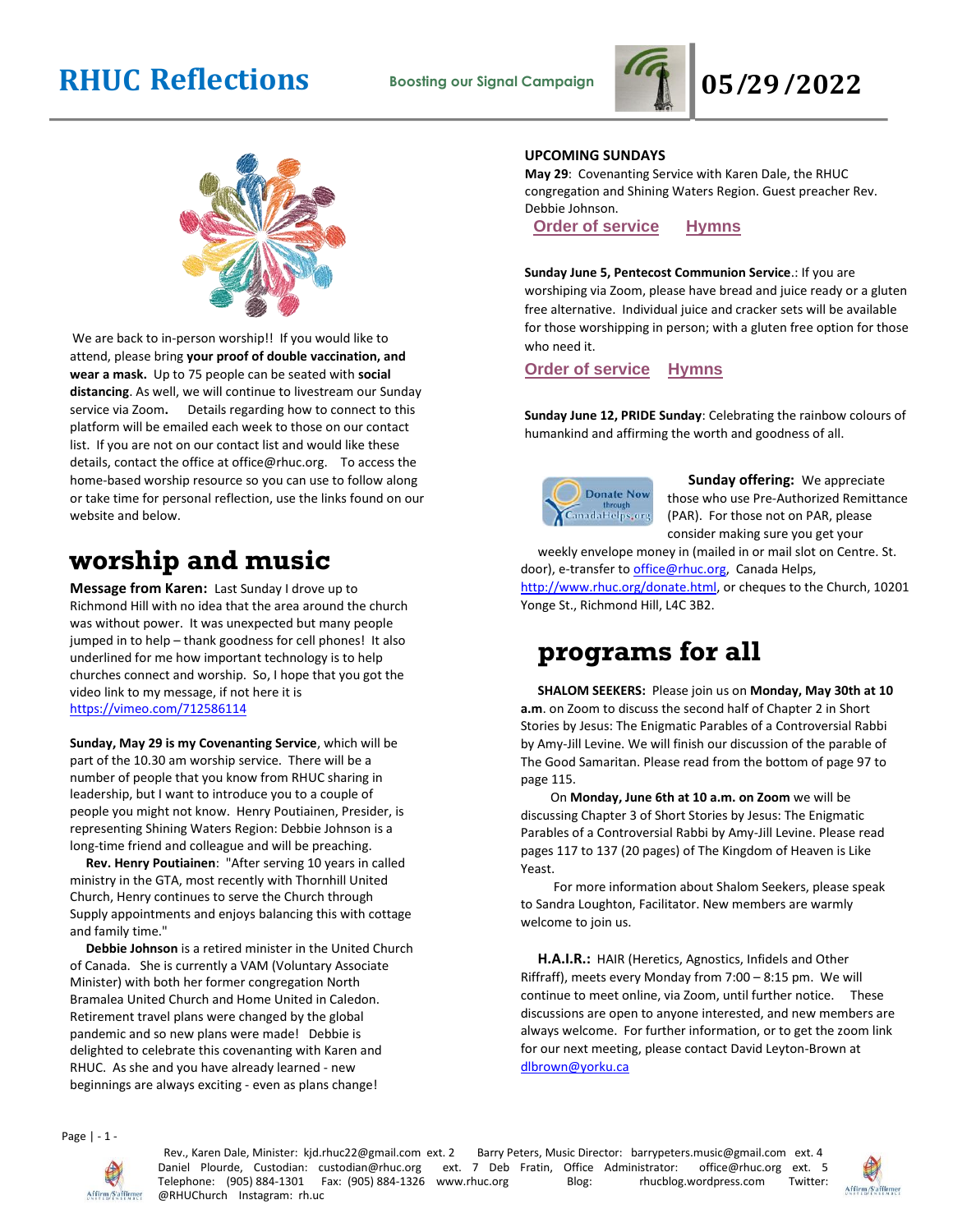# RHUC Reflections

**Boosting our Signal Campaign**

# 05/29/2022

We are back to in-person worship!! If you would like to attend, please bring **your proof of double vaccination, and wear a mask.** Up to 75 people can be seated with **social distancing**. As well, we will continue to livestream our Sunday service via Zoom**.** Details regarding how to connect to this platform will be emailed each week to those on our contact list. If you are not on our contact list and would like these details, contact the office at office@rhuc.org. To access the home-based worship resource so you can use to follow along or take time for personal reflection, use the links found on our website and below.

## worship and music

**Message from Karen:** Last Sunday I drove up to Richmond Hill with no idea that the area around the church was without power. It was unexpected but many people jumped in to help – thank goodness for cell phones! It also underlined for me how important technology is to help churches connect and worship. So, I hope that you got the video link to my message, if not here it is https://vimeo.com/712586114

**Sunday, May 29 is my Covenanting Service**, which will be part of the 10.30 am worship service. There will be a number of people that you know from RHUC sharing in leadership, but I want to introduce you to a couple of people you might not know. Henry Poutiainen, Presider, is representing Shining Waters Region: Debbie Johnson is a long-time friend and colleague and will be preaching.

**Rev. Henry Poutiainen**: "After serving 10 years in called ministry in the GTA, most recently with Thornhill United Church, Henry continues to serve the Church through Supply appointments and enjoys balancing this with cottage and family time."

**Debbie Johnson** is a retired minister in the United Church of Canada. She is currently a VAM (Voluntary Associate Minister) with both her former congregation North Bramalea United Church and Home United in Caledon. Retirement travel plans were changed by the global pandemic and so new plans were made! Debbie is delighted to celebrate this covenanting with Karen and RHUC. As she and you have already learned - new beginnings are always exciting - even as plans change!

**UPCOMING SUNDAYS**

**May 29**: Covenanting Service with Karen Dale, the RHUC congregation and Shining Waters Region. Guest preacher Rev. Debbie Johnson.

Order of service Hymns

**Sunday June 5, Pentecost Communion Service**.: If you are worshiping via Zoom, please have bread and juice ready or a gluten free alternative. Individual juice and cracker sets will be available for those worshipping in person; with a gluten free option for those who need it.

Order of service Hymns

**Sunday June 12, PRIDE Sunday**: Celebrating the rainbow colours of humankind and affirming the worth and goodness of all.

Donate Now through CanadaHelps.org

**Sunday offering:** We appreciate those who use Pre-Authorized Remittance (PAR). For those not on PAR, please consider making sure you get your weekly envelope money in (mailed in or mail slot on Centre. St. door), e-transfer to office@rhuc.org, Canada Helps, http://www.rhuc.org/donate.html, or cheques to the Church, 10201 Yonge St., Richmond Hill, L4C 3B2.

## programs for all

**SHALOM SEEKERS:** Please join us on **Monday, May 30th at 10 a.m**. on Zoom to discuss the second half of Chapter 2 in Short Stories by Jesus: The Enigmatic Parables of a Controversial Rabbi by Amy-Jill Levine. We will finish our discussion of the parable of The Good Samaritan. Please read from the bottom of page 97 to page 115.

On **Monday, June 6th at 10 a.m. on Zoom** we will be discussing Chapter 3 of Short Stories by Jesus: The Enigmatic Parables of a Controversial Rabbi by Amy-Jill Levine. Please read pages 117 to 137 (20 pages) of The Kingdom of Heaven is Like Yeast.

For more information about Shalom Seekers, please speak to Sandra Loughton, Facilitator. New members are warmly welcome to join us.

**H.A.I.R.:** HAIR (Heretics, Agnostics, Infidels and Other Riffraff), meets every Monday from 7:00 – 8:15 pm. We will continue to meet online, via Zoom, until further notice. These discussions are open to anyone interested, and new members are always welcome. For further information, or to get the zoom link for our next meeting, please contact David Leyton-Brown at dlbrown@yorku.ca

Rev., Karen Dale, Minister: kjd.rhuc22@gmail.com ext. 2 Barry Peters, Music Director: barrypeters.music@gmail.com ext. 4 Daniel Plourde, Custodian: custodian@rhuc.org ext. 7 Deb Fratin, Office Administrator: office@rhuc.org ext. 5 Telephone: (905) 884-1301 Fax: (905) 884-1326 www.rhuc.org Blog: rhucblog.wordpress.com Twitter: @RHUChurch Instagram: rh.uc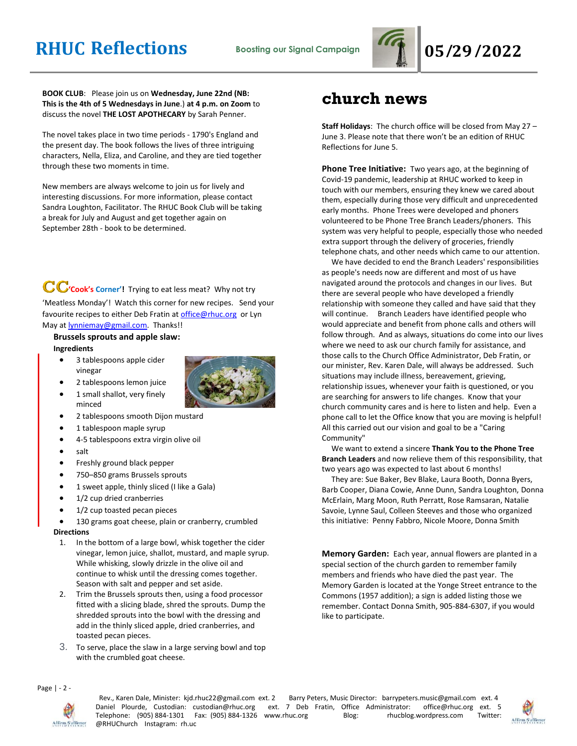# RHUC Reflections

**Boosting our Signal Campaign**

**05/29/2022**

**BOOK CLUB**: Please join us on **Wednesday, June 22nd (NB: This is the 4th of 5 Wednesdays in June**.) **at 4 p.m. on Zoom** to discuss the novel **THE LOST APOTHECARY** by Sarah Penner.

The novel takes place in two time periods - 1790's England and the present day. The book follows the lives of three intriguing characters, Nella, Eliza, and Caroline, and they are tied together through these two moments in time.

New members are always welcome to join us for lively and interesting discussions. For more information, please contact Sandra Loughton, Facilitator. The RHUC Book Club will be taking a break for July and August and get together again on September 28th - book to be determined.

**CC 'Cook's Corner'!** Trying to eat less meat? Why not try 'Meatless Monday'! Watch this corner for new recipes. Send your favourite recipes to either Deb Fratin at office@rhuc.org or Lyn May at lynniemay@gmail.com. Thanks!!

### Brussels sprouts and apple slaw:

**Ingredients**

- 3 tablespoons apple cider vinegar
- 2 tablespoons lemon juice
- 1 small shallot, very finely minced
- 2 tablespoons smooth Dijon mustard
- 1 tablespoon maple syrup
- 4-5 tablespoons extra virgin olive oil
- salt
- Freshly ground black pepper
- 750–850 grams Brussels sprouts
- 1 sweet apple, thinly sliced (I like a Gala)
- 1/2 cup dried cranberries
- 1/2 cup toasted pecan pieces
- 130 grams goat cheese, plain or cranberry, crumbled

**Directions**

1. In the bottom of a large bowl, whisk together the cider vinegar, lemon juice, shallot, mustard, and maple syrup. While whisking, slowly drizzle in the olive oil and continue to whisk until the dressing comes together. Season with salt and pepper and set aside.
2. Trim the Brussels sprouts then, using a food processor fitted with a slicing blade, shred the sprouts. Dump the shredded sprouts into the bowl with the dressing and add in the thinly sliced apple, dried cranberries, and toasted pecan pieces.
3. To serve, place the slaw in a large serving bowl and top with the crumbled goat cheese.

## church news

**Staff Holidays**: The church office will be closed from May 27 – June 3. Please note that there won't be an edition of RHUC Reflections for June 5.

**Phone Tree Initiative:** Two years ago, at the beginning of Covid-19 pandemic, leadership at RHUC worked to keep in touch with our members, ensuring they knew we cared about them, especially during those very difficult and unprecedented early months. Phone Trees were developed and phoners volunteered to be Phone Tree Branch Leaders/phoners. This system was very helpful to people, especially those who needed extra support through the delivery of groceries, friendly telephone chats, and other needs which came to our attention.

We have decided to end the Branch Leaders' responsibilities as people's needs now are different and most of us have navigated around the protocols and changes in our lives. But there are several people who have developed a friendly relationship with someone they called and have said that they will continue. Branch Leaders have identified people who would appreciate and benefit from phone calls and others will follow through. And as always, situations do come into our lives where we need to ask our church family for assistance, and those calls to the Church Office Administrator, Deb Fratin, or our minister, Rev. Karen Dale, will always be addressed. Such situations may include illness, bereavement, grieving, relationship issues, whenever your faith is questioned, or you are searching for answers to life changes. Know that your church community cares and is here to listen and help. Even a phone call to let the Office know that you are moving is helpful! All this carried out our vision and goal to be a "Caring Community"

We want to extend a sincere **Thank You to the Phone Tree Branch Leaders** and now relieve them of this responsibility, that two years ago was expected to last about 6 months!

They are: Sue Baker, Bev Blake, Laura Booth, Donna Byers, Barb Cooper, Diana Cowie, Anne Dunn, Sandra Loughton, Donna McErlain, Marg Moon, Ruth Perratt, Rose Ramsaran, Natalie Savoie, Lynne Saul, Colleen Steeves and those who organized this initiative: Penny Fabbro, Nicole Moore, Donna Smith

**Memory Garden:** Each year, annual flowers are planted in a special section of the church garden to remember family members and friends who have died the past year. The Memory Garden is located at the Yonge Street entrance to the Commons (1957 addition); a sign is added listing those we remember. Contact Donna Smith, 905-884-6307, if you would like to participate.

Rev., Karen Dale, Minister: kjd.rhuc22@gmail.com ext. 2 Barry Peters, Music Director: barrypeters.music@gmail.com ext. 4 Daniel Plourde, Custodian: custodian@rhuc.org ext. 7 Deb Fratin, Office Administrator: office@rhuc.org ext. 5 Telephone: (905) 884-1301 Fax: (905) 884-1326 www.rhuc.org Blog: rhucblog.wordpress.com Twitter: @RHUChurch Instagram: rh.uc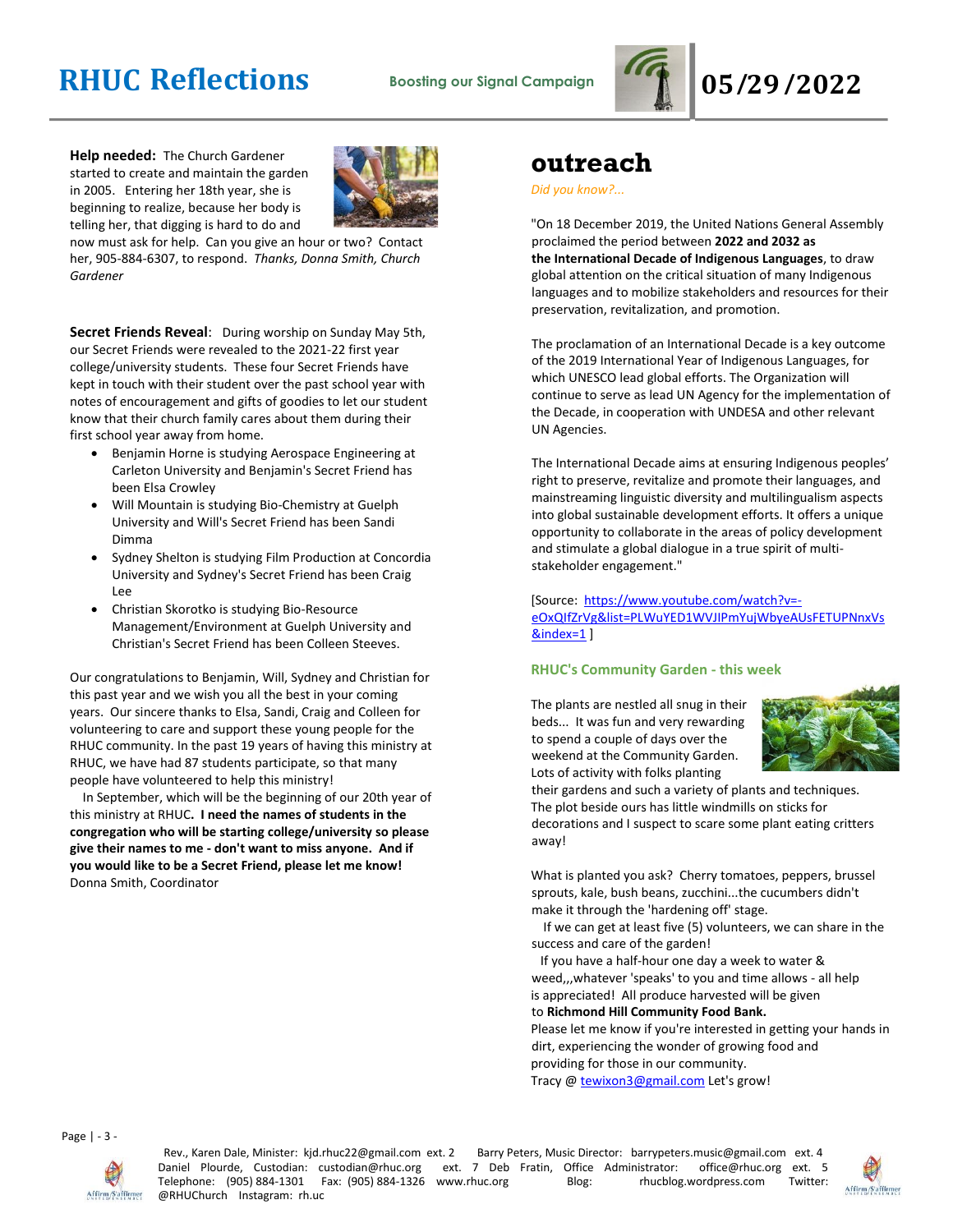**Help needed:** The Church Gardener started to create and maintain the garden in 2005. Entering her 18th year, she is beginning to realize, because her body is telling her, that digging is hard to do and now must ask for help. Can you give an hour or two? Contact her, 905-884-6307, to respond. *Thanks, Donna Smith, Church Gardener*

**Secret Friends Reveal**: During worship on Sunday May 5th, our Secret Friends were revealed to the 2021-22 first year college/university students. These four Secret Friends have kept in touch with their student over the past school year with notes of encouragement and gifts of goodies to let our student know that their church family cares about them during their first school year away from home.

- Benjamin Horne is studying Aerospace Engineering at Carleton University and Benjamin's Secret Friend has been Elsa Crowley
- Will Mountain is studying Bio-Chemistry at Guelph University and Will's Secret Friend has been Sandi Dimma
- Sydney Shelton is studying Film Production at Concordia University and Sydney's Secret Friend has been Craig Lee
- Christian Skorotko is studying Bio-Resource Management/Environment at Guelph University and Christian's Secret Friend has been Colleen Steeves.

Our congratulations to Benjamin, Will, Sydney and Christian for this past year and we wish you all the best in your coming years. Our sincere thanks to Elsa, Sandi, Craig and Colleen for volunteering to care and support these young people for the RHUC community. In the past 19 years of having this ministry at RHUC, we have had 87 students participate, so that many people have volunteered to help this ministry!

In September, which will be the beginning of our 20th year of this ministry at RHUC**. I need the names of students in the congregation who will be starting college/university so please give their names to me - don't want to miss anyone. And if you would like to be a Secret Friend, please let me know!** Donna Smith, Coordinator

# outreach

*Did you know?...*

"On 18 December 2019, the United Nations General Assembly proclaimed the period between **2022 and 2032 as the International Decade of Indigenous Languages**, to draw global attention on the critical situation of many Indigenous languages and to mobilize stakeholders and resources for their preservation, revitalization, and promotion.

The proclamation of an International Decade is a key outcome of the 2019 International Year of Indigenous Languages, for which UNESCO lead global efforts. The Organization will continue to serve as lead UN Agency for the implementation of the Decade, in cooperation with UNDESA and other relevant UN Agencies.

The International Decade aims at ensuring Indigenous peoples' right to preserve, revitalize and promote their languages, and mainstreaming linguistic diversity and multilingualism aspects into global sustainable development efforts. It offers a unique opportunity to collaborate in the areas of policy development and stimulate a global dialogue in a true spirit of multi-stakeholder engagement."

[Source: https://www.youtube.com/watch?v=-eOxQIfZrVg&list=PLWuYED1WVJIPmYujWbyeAUsFETUPNnxVs&index=1 ]

### RHUC's Community Garden - this week

The plants are nestled all snug in their beds... It was fun and very rewarding to spend a couple of days over the weekend at the Community Garden. Lots of activity with folks planting their gardens and such a variety of plants and techniques. The plot beside ours has little windmills on sticks for decorations and I suspect to scare some plant eating critters away!

What is planted you ask? Cherry tomatoes, peppers, brussel sprouts, kale, bush beans, zucchini...the cucumbers didn't make it through the 'hardening off' stage.

If we can get at least five (5) volunteers, we can share in the success and care of the garden!

If you have a half-hour one day a week to water & weed,,,whatever 'speaks' to you and time allows - all help is appreciated! All produce harvested will be given to **Richmond Hill Community Food Bank.**

Please let me know if you're interested in getting your hands in dirt, experiencing the wonder of growing food and providing for those in our community.

Tracy @ tewixon3@gmail.com Let's grow!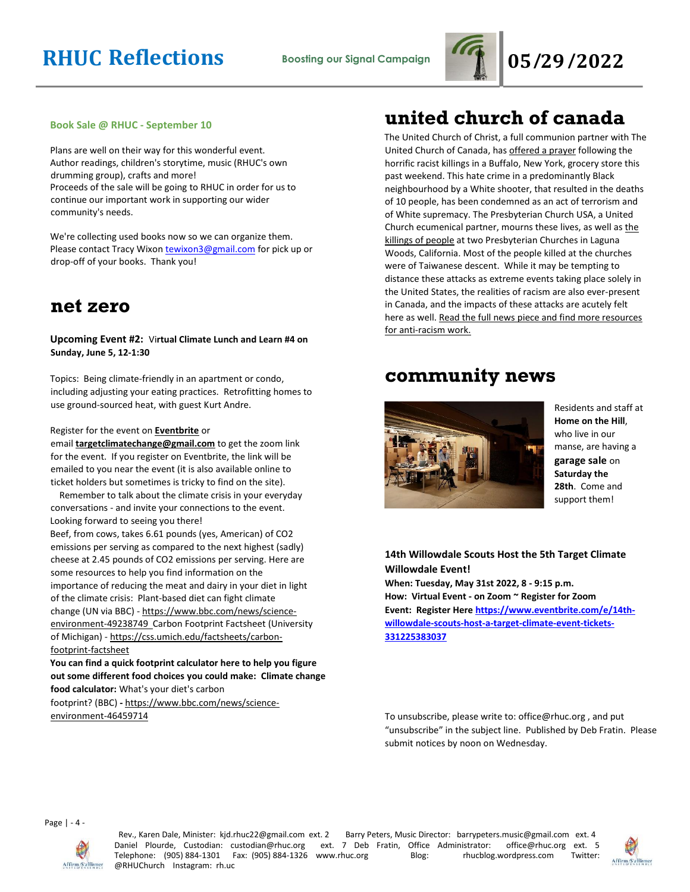# RHUC Reflections

Boosting our Signal Campaign

# 05/29/2022

### Book Sale @ RHUC - September 10

Plans are well on their way for this wonderful event. Author readings, children's storytime, music (RHUC's own drumming group), crafts and more! Proceeds of the sale will be going to RHUC in order for us to continue our important work in supporting our wider community's needs.

We're collecting used books now so we can organize them. Please contact Tracy Wixon tewixon3@gmail.com for pick up or drop-off of your books. Thank you!

## net zero

**Upcoming Event #2:** Vi**rtual Climate Lunch and Learn #4 on Sunday, June 5, 12-1:30**

Topics: Being climate-friendly in an apartment or condo, including adjusting your eating practices. Retrofitting homes to use ground-sourced heat, with guest Kurt Andre.

Register for the event on **Eventbrite** or email **targetclimatechange@gmail.com** to get the zoom link for the event. If you register on Eventbrite, the link will be emailed to you near the event (it is also available online to ticket holders but sometimes is tricky to find on the site).

Remember to talk about the climate crisis in your everyday conversations - and invite your connections to the event. Looking forward to seeing you there!

Beef, from cows, takes 6.61 pounds (yes, American) of CO2 emissions per serving as compared to the next highest (sadly) cheese at 2.45 pounds of CO2 emissions per serving. Here are some resources to help you find information on the importance of reducing the meat and dairy in your diet in light of the climate crisis: Plant-based diet can fight climate change (UN via BBC) - https://www.bbc.com/news/science-environment-49238749 Carbon Footprint Factsheet (University of Michigan) - https://css.umich.edu/factsheets/carbon-footprint-factsheet

**You can find a quick footprint calculator here to help you figure out some different food choices you could make: Climate change food calculator:** What's your diet's carbon footprint? (BBC) **-** https://www.bbc.com/news/science-environment-46459714

## united church of canada

The United Church of Christ, a full communion partner with The United Church of Canada, has offered a prayer following the horrific racist killings in a Buffalo, New York, grocery store this past weekend. This hate crime in a predominantly Black neighbourhood by a White shooter, that resulted in the deaths of 10 people, has been condemned as an act of terrorism and of White supremacy. The Presbyterian Church USA, a United Church ecumenical partner, mourns these lives, as well as the killings of people at two Presbyterian Churches in Laguna Woods, California. Most of the people killed at the churches were of Taiwanese descent. While it may be tempting to distance these attacks as extreme events taking place solely in the United States, the realities of racism are also ever-present in Canada, and the impacts of these attacks are acutely felt here as well. Read the full news piece and find more resources for anti-racism work.

## community news

Residents and staff at **Home on the Hill**, who live in our manse, are having a **garage sale** on **Saturday the 28th**. Come and support them!

**14th Willowdale Scouts Host the 5th Target Climate Willowdale Event!**
**When: Tuesday, May 31st 2022, 8 - 9:15 p.m.**
**How: Virtual Event - on Zoom ~ Register for Zoom Event: Register Here https://www.eventbrite.com/e/14th-willowdale-scouts-host-a-target-climate-event-tickets-331225383037**

To unsubscribe, please write to: office@rhuc.org , and put "unsubscribe" in the subject line. Published by Deb Fratin. Please submit notices by noon on Wednesday.

Rev., Karen Dale, Minister: kjd.rhuc22@gmail.com ext. 2 Barry Peters, Music Director: barrypeters.music@gmail.com ext. 4 Daniel Plourde, Custodian: custodian@rhuc.org ext. 7 Deb Fratin, Office Administrator: office@rhuc.org ext. 5 Telephone: (905) 884-1301 Fax: (905) 884-1326 www.rhuc.org Blog: rhucblog.wordpress.com Twitter: @RHUChurch Instagram: rh.uc